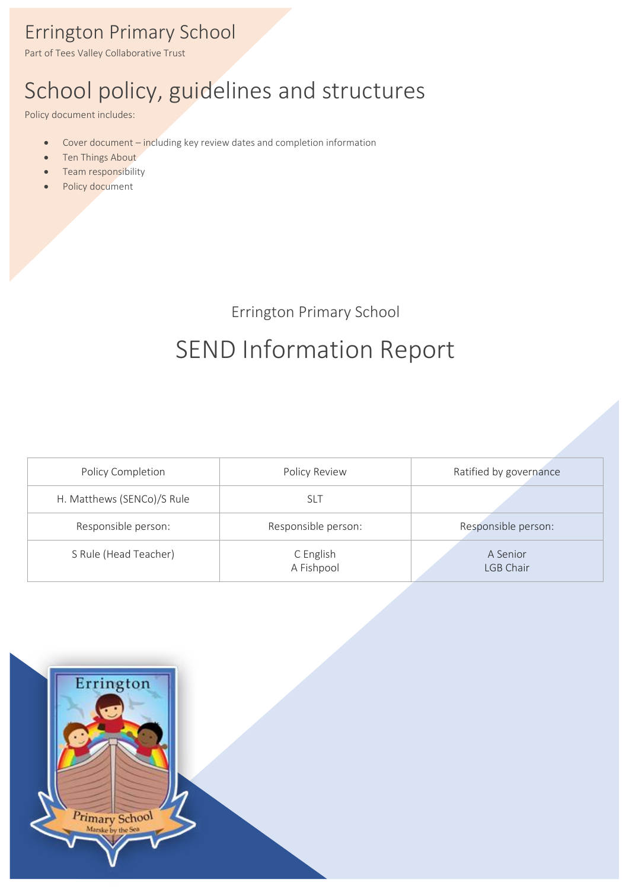# Errington Primary School

Part of Tees Valley Collaborative Trust

# School policy, guidelines and structures

Policy document includes:

- Cover document – including key review dates and completion information
- Ten Things About
- Team responsibility
- Policy document

Errington Primary School

## SEND Information Report

| Policy Completion | Policy Review | Ratified by governance |
| --- | --- | --- |
| H. Matthews (SENCo)/S Rule | SLT | |
| Responsible person: | Responsible person: | Responsible person: |
| S Rule (Head Teacher) | C English<br>A Fishpool | A Senior<br>LGB Chair |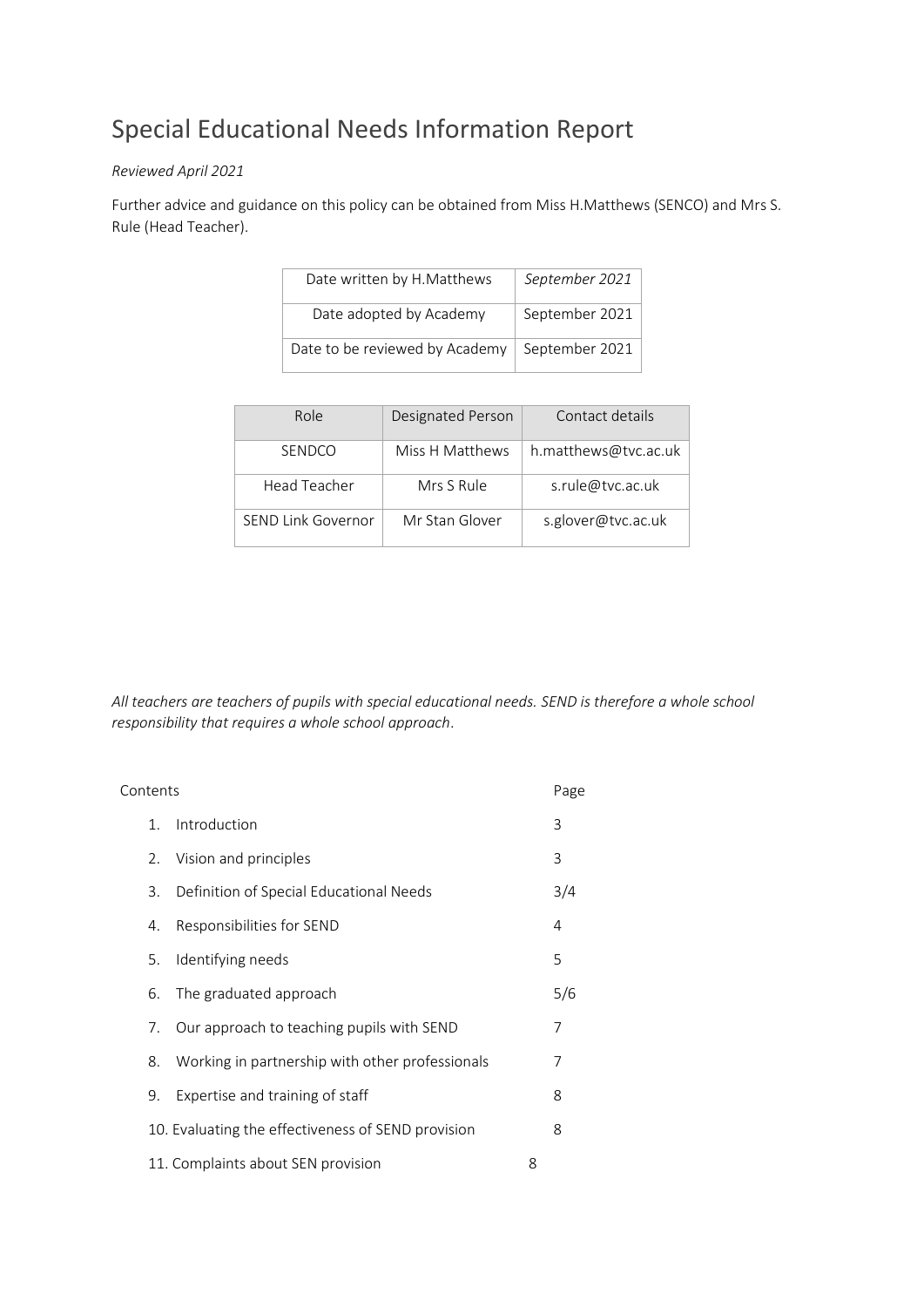# Special Educational Needs Information Report

*Reviewed April 2021*

Further advice and guidance on this policy can be obtained from Miss H.Matthews (SENCO) and Mrs S. Rule (Head Teacher).

| Date written by H.Matthews | *September 2021* |
|---|---|
| Date adopted by Academy | September 2021 |
| Date to be reviewed by Academy | September 2021 |

| Role | Designated Person | Contact details |
|---|---|---|
| SENDCO | Miss H Matthews | h.matthews@tvc.ac.uk |
| Head Teacher | Mrs S Rule | s.rule@tvc.ac.uk |
| SEND Link Governor | Mr Stan Glover | s.glover@tvc.ac.uk |

*All teachers are teachers of pupils with special educational needs. SEND is therefore a whole school responsibility that requires a whole school approach*.

| Contents | Page |
|---|---|
| 1. Introduction | 3 |
| 2. Vision and principles | 3 |
| 3. Definition of Special Educational Needs | 3/4 |
| 4. Responsibilities for SEND | 4 |
| 5. Identifying needs | 5 |
| 6. The graduated approach | 5/6 |
| 7. Our approach to teaching pupils with SEND | 7 |
| 8. Working in partnership with other professionals | 7 |
| 9. Expertise and training of staff | 8 |
| 10. Evaluating the effectiveness of SEND provision | 8 |
| 11. Complaints about SEN provision | 8 |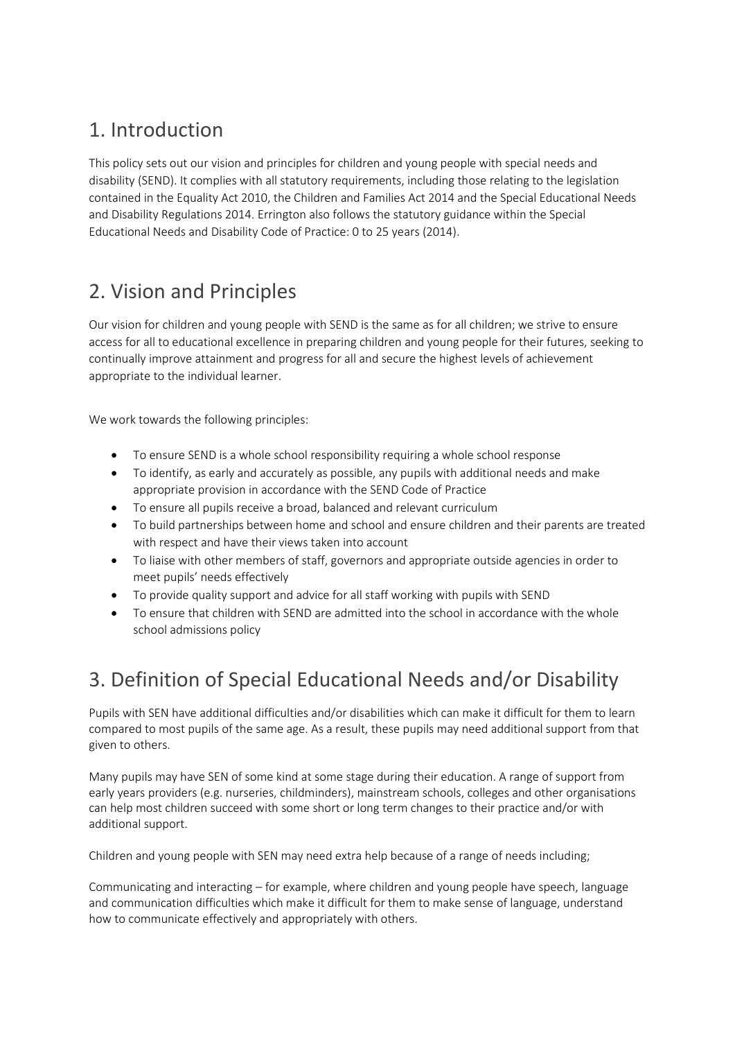## 1. Introduction

This policy sets out our vision and principles for children and young people with special needs and disability (SEND). It complies with all statutory requirements, including those relating to the legislation contained in the Equality Act 2010, the Children and Families Act 2014 and the Special Educational Needs and Disability Regulations 2014. Errington also follows the statutory guidance within the Special Educational Needs and Disability Code of Practice: 0 to 25 years (2014).

## 2. Vision and Principles

Our vision for children and young people with SEND is the same as for all children; we strive to ensure access for all to educational excellence in preparing children and young people for their futures, seeking to continually improve attainment and progress for all and secure the highest levels of achievement appropriate to the individual learner.

We work towards the following principles:

- To ensure SEND is a whole school responsibility requiring a whole school response
- To identify, as early and accurately as possible, any pupils with additional needs and make appropriate provision in accordance with the SEND Code of Practice
- To ensure all pupils receive a broad, balanced and relevant curriculum
- To build partnerships between home and school and ensure children and their parents are treated with respect and have their views taken into account
- To liaise with other members of staff, governors and appropriate outside agencies in order to meet pupils' needs effectively
- To provide quality support and advice for all staff working with pupils with SEND
- To ensure that children with SEND are admitted into the school in accordance with the whole school admissions policy

## 3. Definition of Special Educational Needs and/or Disability

Pupils with SEN have additional difficulties and/or disabilities which can make it difficult for them to learn compared to most pupils of the same age. As a result, these pupils may need additional support from that given to others.

Many pupils may have SEN of some kind at some stage during their education. A range of support from early years providers (e.g. nurseries, childminders), mainstream schools, colleges and other organisations can help most children succeed with some short or long term changes to their practice and/or with additional support.

Children and young people with SEN may need extra help because of a range of needs including;

Communicating and interacting – for example, where children and young people have speech, language and communication difficulties which make it difficult for them to make sense of language, understand how to communicate effectively and appropriately with others.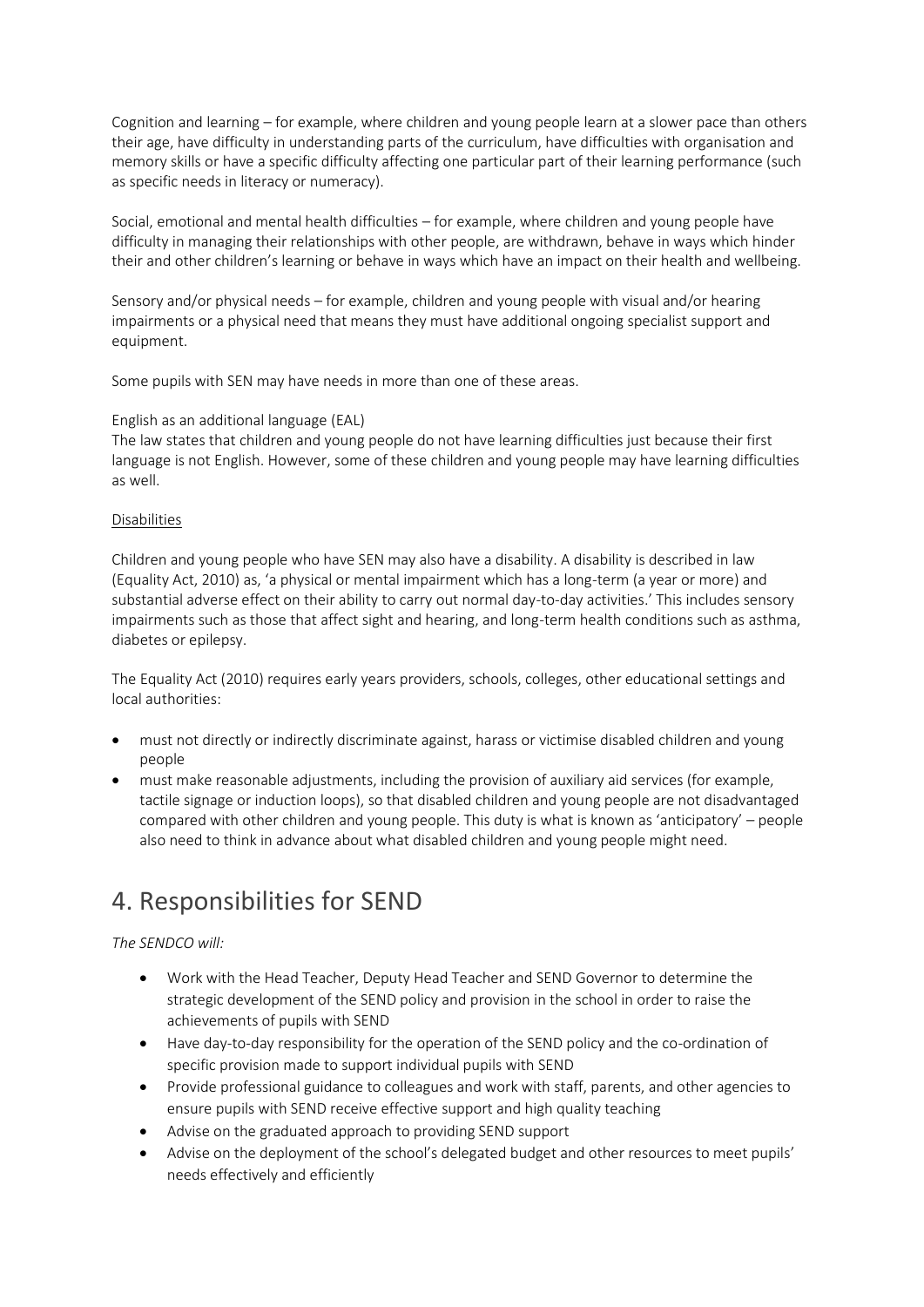Cognition and learning – for example, where children and young people learn at a slower pace than others their age, have difficulty in understanding parts of the curriculum, have difficulties with organisation and memory skills or have a specific difficulty affecting one particular part of their learning performance (such as specific needs in literacy or numeracy).

Social, emotional and mental health difficulties – for example, where children and young people have difficulty in managing their relationships with other people, are withdrawn, behave in ways which hinder their and other children's learning or behave in ways which have an impact on their health and wellbeing.

Sensory and/or physical needs – for example, children and young people with visual and/or hearing impairments or a physical need that means they must have additional ongoing specialist support and equipment.

Some pupils with SEN may have needs in more than one of these areas.

English as an additional language (EAL)
The law states that children and young people do not have learning difficulties just because their first language is not English. However, some of these children and young people may have learning difficulties as well.

<u>Disabilities</u>

Children and young people who have SEN may also have a disability. A disability is described in law (Equality Act, 2010) as, 'a physical or mental impairment which has a long-term (a year or more) and substantial adverse effect on their ability to carry out normal day-to-day activities.' This includes sensory impairments such as those that affect sight and hearing, and long-term health conditions such as asthma, diabetes or epilepsy.

The Equality Act (2010) requires early years providers, schools, colleges, other educational settings and local authorities:

- must not directly or indirectly discriminate against, harass or victimise disabled children and young people
- must make reasonable adjustments, including the provision of auxiliary aid services (for example, tactile signage or induction loops), so that disabled children and young people are not disadvantaged compared with other children and young people. This duty is what is known as 'anticipatory' – people also need to think in advance about what disabled children and young people might need.

# 4. Responsibilities for SEND

*The SENDCO will:*

- Work with the Head Teacher, Deputy Head Teacher and SEND Governor to determine the strategic development of the SEND policy and provision in the school in order to raise the achievements of pupils with SEND
- Have day-to-day responsibility for the operation of the SEND policy and the co-ordination of specific provision made to support individual pupils with SEND
- Provide professional guidance to colleagues and work with staff, parents, and other agencies to ensure pupils with SEND receive effective support and high quality teaching
- Advise on the graduated approach to providing SEND support
- Advise on the deployment of the school's delegated budget and other resources to meet pupils' needs effectively and efficiently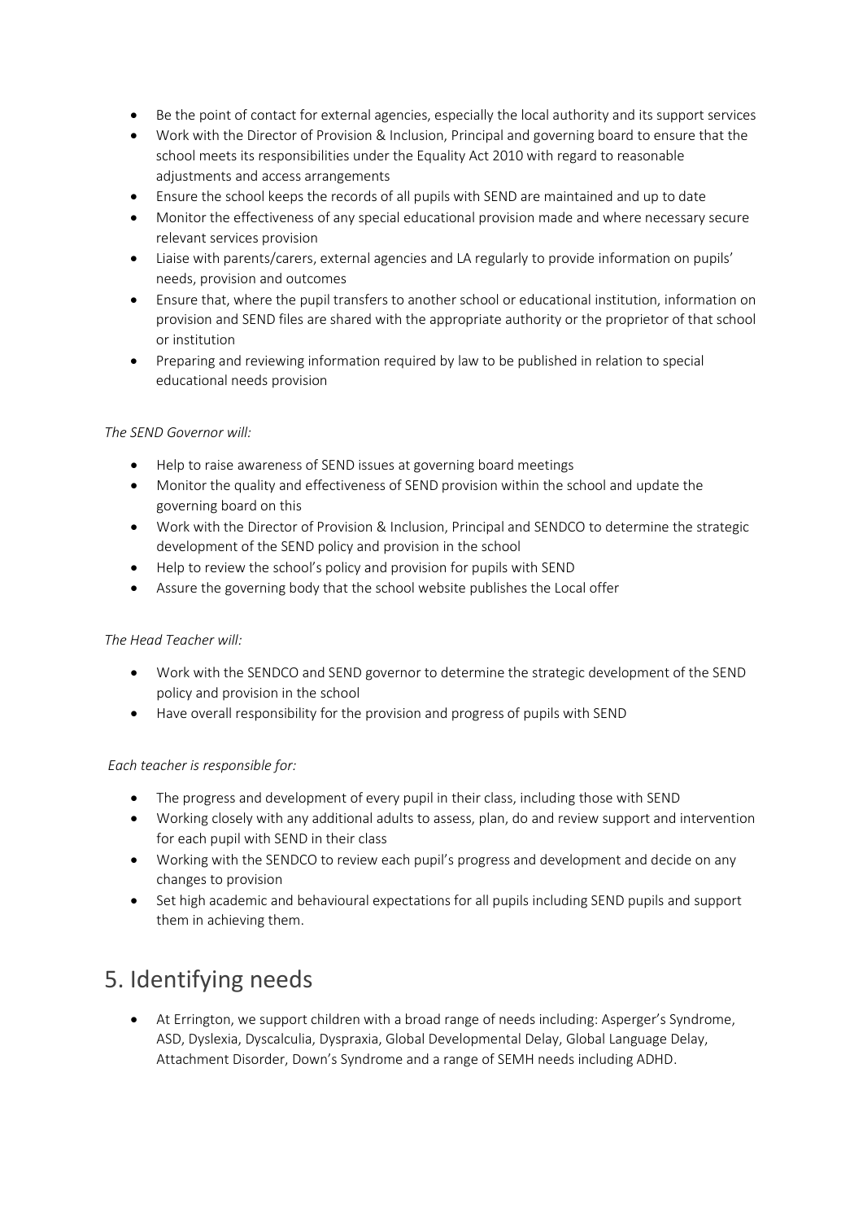- Be the point of contact for external agencies, especially the local authority and its support services
- Work with the Director of Provision & Inclusion, Principal and governing board to ensure that the school meets its responsibilities under the Equality Act 2010 with regard to reasonable adjustments and access arrangements
- Ensure the school keeps the records of all pupils with SEND are maintained and up to date
- Monitor the effectiveness of any special educational provision made and where necessary secure relevant services provision
- Liaise with parents/carers, external agencies and LA regularly to provide information on pupils' needs, provision and outcomes
- Ensure that, where the pupil transfers to another school or educational institution, information on provision and SEND files are shared with the appropriate authority or the proprietor of that school or institution
- Preparing and reviewing information required by law to be published in relation to special educational needs provision

*The SEND Governor will:*

- Help to raise awareness of SEND issues at governing board meetings
- Monitor the quality and effectiveness of SEND provision within the school and update the governing board on this
- Work with the Director of Provision & Inclusion, Principal and SENDCO to determine the strategic development of the SEND policy and provision in the school
- Help to review the school's policy and provision for pupils with SEND
- Assure the governing body that the school website publishes the Local offer

*The Head Teacher will:*

- Work with the SENDCO and SEND governor to determine the strategic development of the SEND policy and provision in the school
- Have overall responsibility for the provision and progress of pupils with SEND

*Each teacher is responsible for:*

- The progress and development of every pupil in their class, including those with SEND
- Working closely with any additional adults to assess, plan, do and review support and intervention for each pupil with SEND in their class
- Working with the SENDCO to review each pupil's progress and development and decide on any changes to provision
- Set high academic and behavioural expectations for all pupils including SEND pupils and support them in achieving them.

# 5. Identifying needs

- At Errington, we support children with a broad range of needs including: Asperger's Syndrome, ASD, Dyslexia, Dyscalculia, Dyspraxia, Global Developmental Delay, Global Language Delay, Attachment Disorder, Down's Syndrome and a range of SEMH needs including ADHD.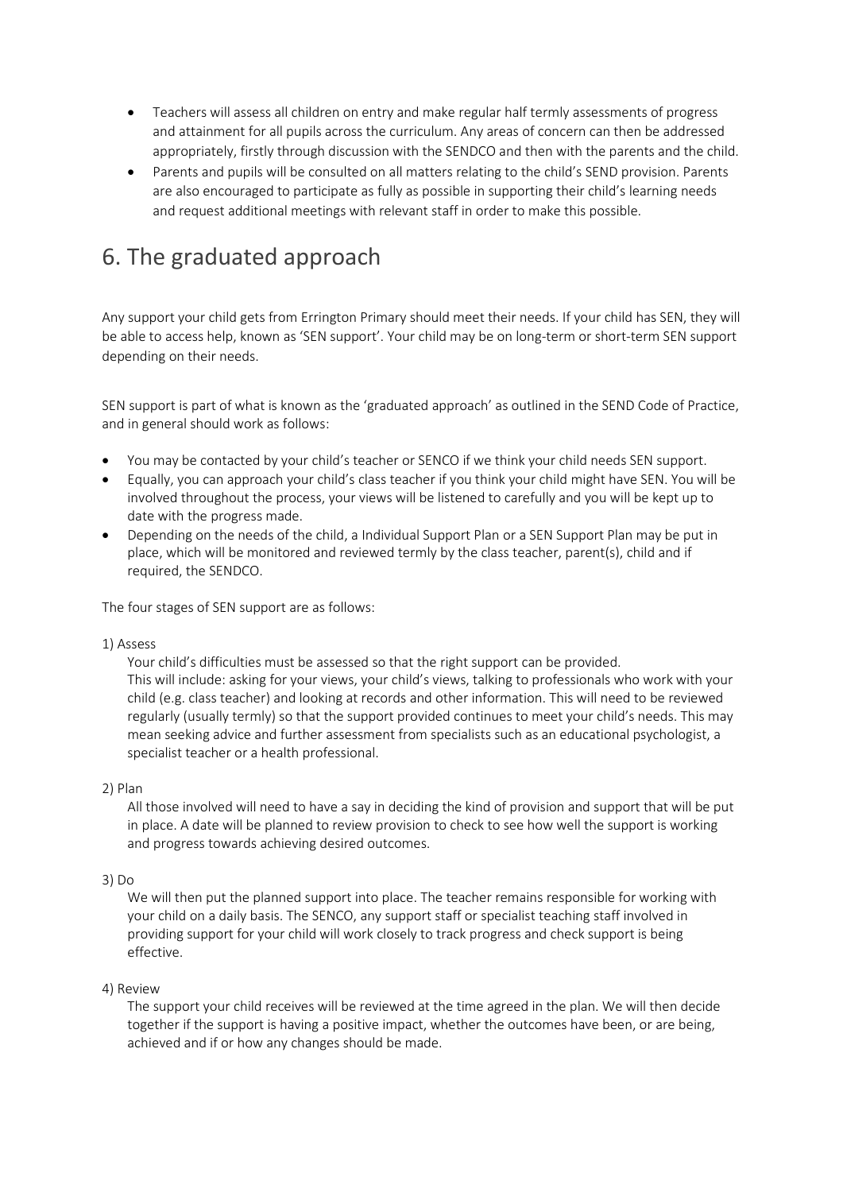- Teachers will assess all children on entry and make regular half termly assessments of progress and attainment for all pupils across the curriculum. Any areas of concern can then be addressed appropriately, firstly through discussion with the SENDCO and then with the parents and the child.
- Parents and pupils will be consulted on all matters relating to the child's SEND provision. Parents are also encouraged to participate as fully as possible in supporting their child's learning needs and request additional meetings with relevant staff in order to make this possible.

# 6. The graduated approach

Any support your child gets from Errington Primary should meet their needs. If your child has SEN, they will be able to access help, known as 'SEN support'. Your child may be on long-term or short-term SEN support depending on their needs.

SEN support is part of what is known as the 'graduated approach' as outlined in the SEND Code of Practice, and in general should work as follows:

- You may be contacted by your child's teacher or SENCO if we think your child needs SEN support.
- Equally, you can approach your child's class teacher if you think your child might have SEN. You will be involved throughout the process, your views will be listened to carefully and you will be kept up to date with the progress made.
- Depending on the needs of the child, a Individual Support Plan or a SEN Support Plan may be put in place, which will be monitored and reviewed termly by the class teacher, parent(s), child and if required, the SENDCO.

The four stages of SEN support are as follows:

1) Assess

Your child's difficulties must be assessed so that the right support can be provided. This will include: asking for your views, your child's views, talking to professionals who work with your child (e.g. class teacher) and looking at records and other information. This will need to be reviewed regularly (usually termly) so that the support provided continues to meet your child's needs. This may mean seeking advice and further assessment from specialists such as an educational psychologist, a specialist teacher or a health professional.

2) Plan

All those involved will need to have a say in deciding the kind of provision and support that will be put in place. A date will be planned to review provision to check to see how well the support is working and progress towards achieving desired outcomes.

3) Do

We will then put the planned support into place. The teacher remains responsible for working with your child on a daily basis. The SENCO, any support staff or specialist teaching staff involved in providing support for your child will work closely to track progress and check support is being effective.

4) Review

The support your child receives will be reviewed at the time agreed in the plan. We will then decide together if the support is having a positive impact, whether the outcomes have been, or are being, achieved and if or how any changes should be made.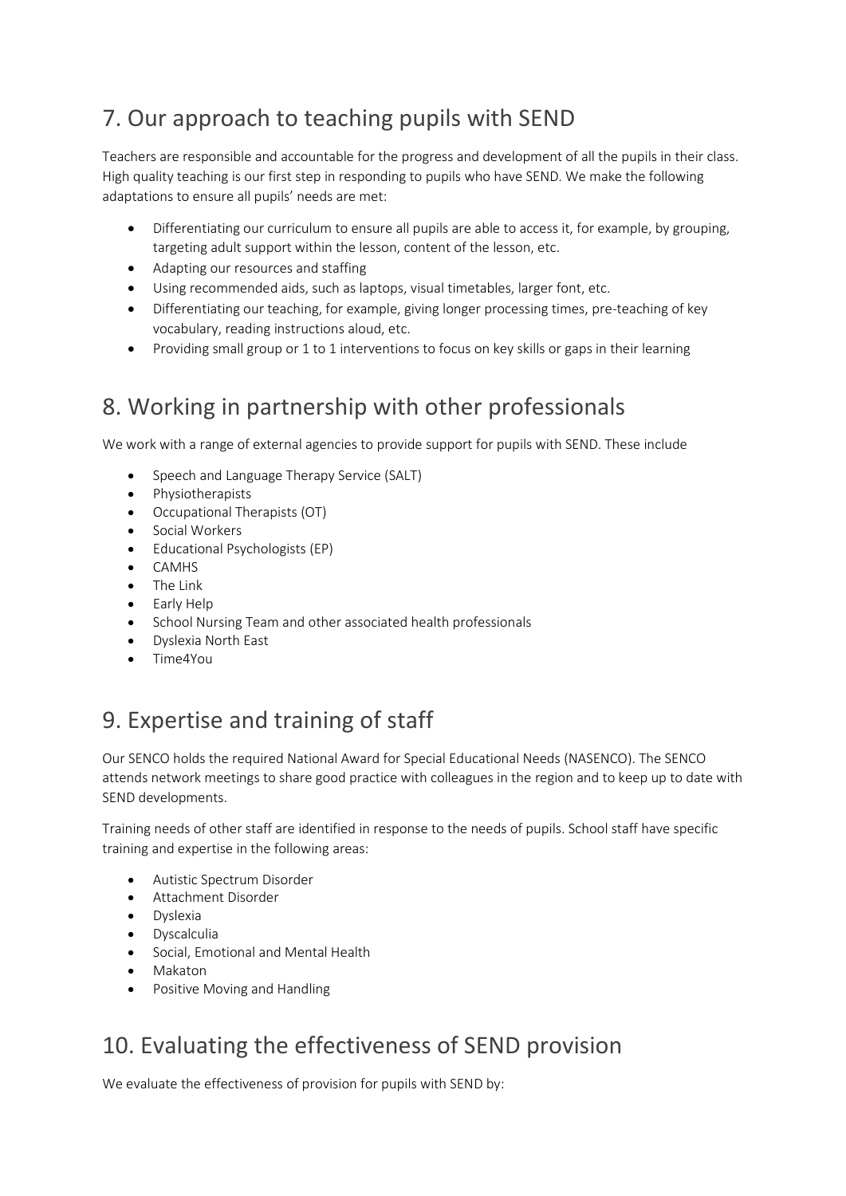## 7. Our approach to teaching pupils with SEND

Teachers are responsible and accountable for the progress and development of all the pupils in their class. High quality teaching is our first step in responding to pupils who have SEND. We make the following adaptations to ensure all pupils' needs are met:

- Differentiating our curriculum to ensure all pupils are able to access it, for example, by grouping, targeting adult support within the lesson, content of the lesson, etc.
- Adapting our resources and staffing
- Using recommended aids, such as laptops, visual timetables, larger font, etc.
- Differentiating our teaching, for example, giving longer processing times, pre-teaching of key vocabulary, reading instructions aloud, etc.
- Providing small group or 1 to 1 interventions to focus on key skills or gaps in their learning

## 8. Working in partnership with other professionals

We work with a range of external agencies to provide support for pupils with SEND. These include

- Speech and Language Therapy Service (SALT)
- Physiotherapists
- Occupational Therapists (OT)
- Social Workers
- Educational Psychologists (EP)
- CAMHS
- The Link
- Early Help
- School Nursing Team and other associated health professionals
- Dyslexia North East
- Time4You

## 9. Expertise and training of staff

Our SENCO holds the required National Award for Special Educational Needs (NASENCO). The SENCO attends network meetings to share good practice with colleagues in the region and to keep up to date with SEND developments.

Training needs of other staff are identified in response to the needs of pupils. School staff have specific training and expertise in the following areas:

- Autistic Spectrum Disorder
- Attachment Disorder
- Dyslexia
- Dyscalculia
- Social, Emotional and Mental Health
- Makaton
- Positive Moving and Handling

## 10. Evaluating the effectiveness of SEND provision

We evaluate the effectiveness of provision for pupils with SEND by: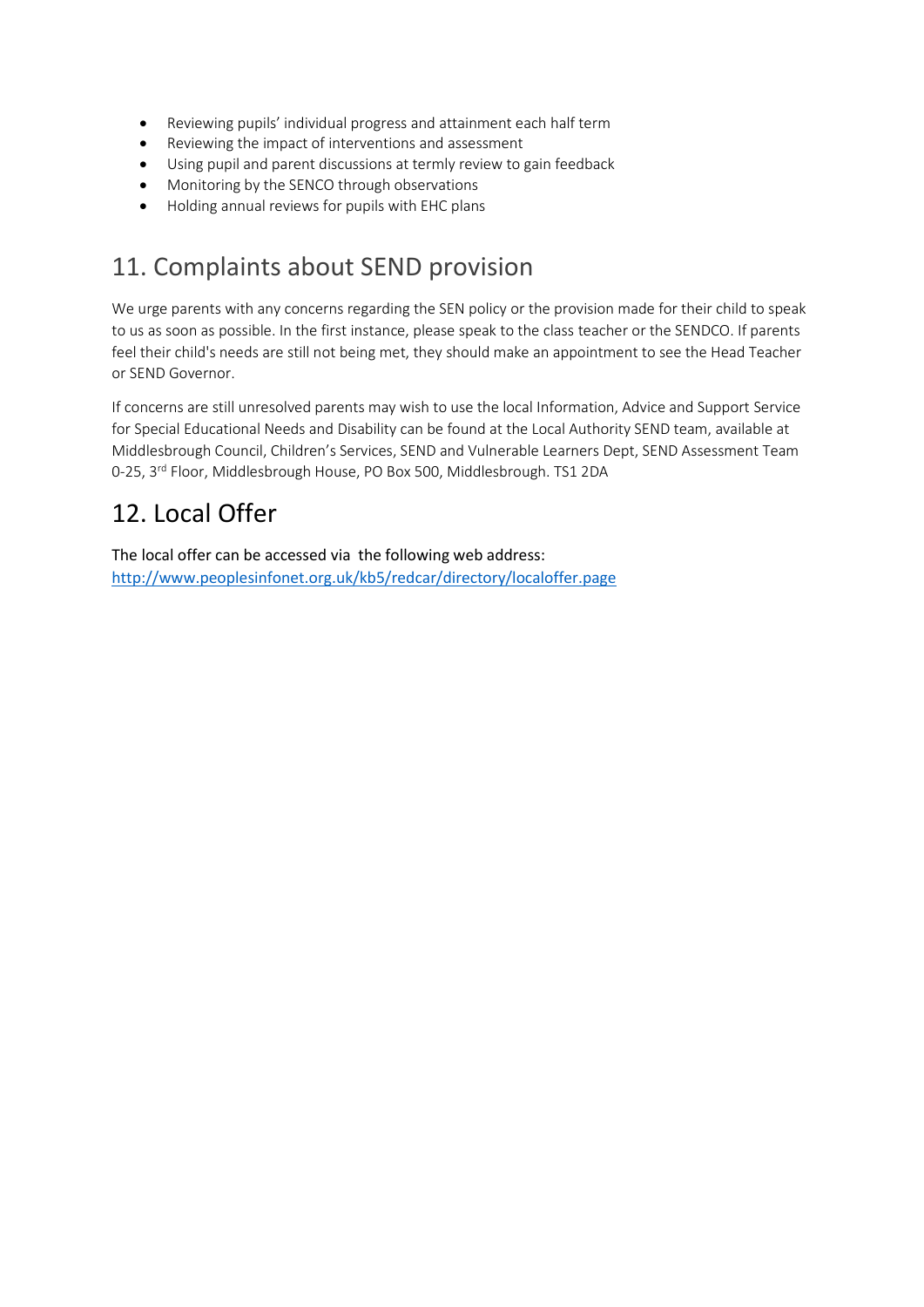- Reviewing pupils' individual progress and attainment each half term
- Reviewing the impact of interventions and assessment
- Using pupil and parent discussions at termly review to gain feedback
- Monitoring by the SENCO through observations
- Holding annual reviews for pupils with EHC plans

## 11. Complaints about SEND provision

We urge parents with any concerns regarding the SEN policy or the provision made for their child to speak to us as soon as possible. In the first instance, please speak to the class teacher or the SENDCO. If parents feel their child's needs are still not being met, they should make an appointment to see the Head Teacher or SEND Governor.

If concerns are still unresolved parents may wish to use the local Information, Advice and Support Service for Special Educational Needs and Disability can be found at the Local Authority SEND team, available at Middlesbrough Council, Children's Services, SEND and Vulnerable Learners Dept, SEND Assessment Team 0-25, 3rd Floor, Middlesbrough House, PO Box 500, Middlesbrough. TS1 2DA

## 12. Local Offer

The local offer can be accessed via the following web address:
http://www.peoplesinfonet.org.uk/kb5/redcar/directory/localoffer.page